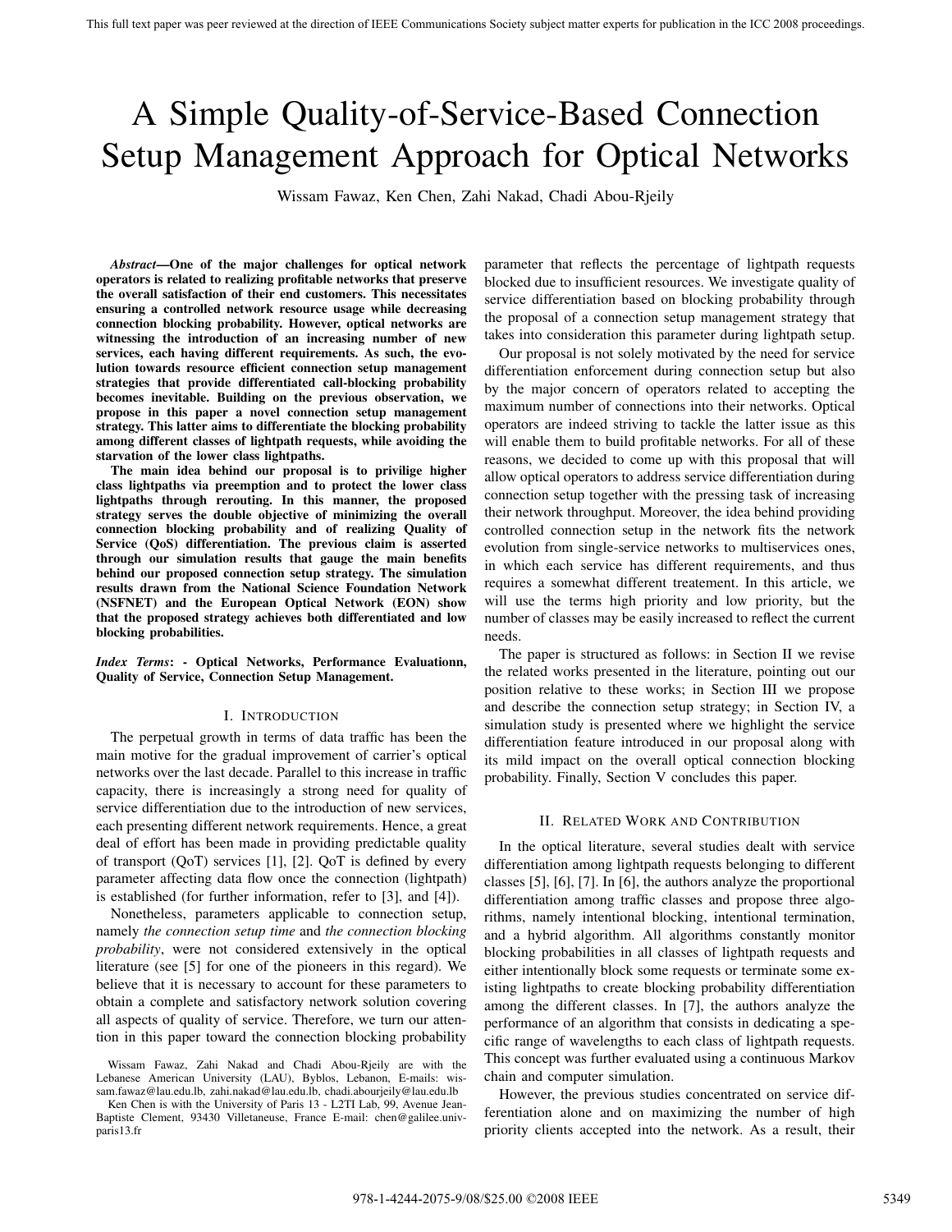# A Simple Quality-of-Service-Based Connection Setup Management Approach for Optical Networks

Wissam Fawaz, Ken Chen, Zahi Nakad, Chadi Abou-Rjeily

***Abstract*—One of the major challenges for optical network operators is related to realizing profitable networks that preserve the overall satisfaction of their end customers. This necessitates ensuring a controlled network resource usage while decreasing connection blocking probability. However, optical networks are witnessing the introduction of an increasing number of new services, each having different requirements. As such, the evolution towards resource efficient connection setup management strategies that provide differentiated call-blocking probability becomes inevitable. Building on the previous observation, we propose in this paper a novel connection setup management strategy. This latter aims to differentiate the blocking probability among different classes of lightpath requests, while avoiding the starvation of the lower class lightpaths.**

**The main idea behind our proposal is to privilige higher class lightpaths via preemption and to protect the lower class lightpaths through rerouting. In this manner, the proposed strategy serves the double objective of minimizing the overall connection blocking probability and of realizing Quality of Service (QoS) differentiation. The previous claim is asserted through our simulation results that gauge the main benefits behind our proposed connection setup strategy. The simulation results drawn from the National Science Foundation Network (NSFNET) and the European Optical Network (EON) show that the proposed strategy achieves both differentiated and low blocking probabilities.**

***Index Terms*: - Optical Networks, Performance Evaluationn, Quality of Service, Connection Setup Management.**

## I. Introduction

The perpetual growth in terms of data traffic has been the main motive for the gradual improvement of carrier's optical networks over the last decade. Parallel to this increase in traffic capacity, there is increasingly a strong need for quality of service differentiation due to the introduction of new services, each presenting different network requirements. Hence, a great deal of effort has been made in providing predictable quality of transport (QoT) services [1], [2]. QoT is defined by every parameter affecting data flow once the connection (lightpath) is established (for further information, refer to [3], and [4]).

Nonetheless, parameters applicable to connection setup, namely *the connection setup time* and *the connection blocking probability*, were not considered extensively in the optical literature (see [5] for one of the pioneers in this regard). We believe that it is necessary to account for these parameters to obtain a complete and satisfactory network solution covering all aspects of quality of service. Therefore, we turn our attention in this paper toward the connection blocking probability parameter that reflects the percentage of lightpath requests blocked due to insufficient resources. We investigate quality of service differentiation based on blocking probability through the proposal of a connection setup management strategy that takes into consideration this parameter during lightpath setup.

Our proposal is not solely motivated by the need for service differentiation enforcement during connection setup but also by the major concern of operators related to accepting the maximum number of connections into their networks. Optical operators are indeed striving to tackle the latter issue as this will enable them to build profitable networks. For all of these reasons, we decided to come up with this proposal that will allow optical operators to address service differentiation during connection setup together with the pressing task of increasing their network throughput. Moreover, the idea behind providing controlled connection setup in the network fits the network evolution from single-service networks to multiservices ones, in which each service has different requirements, and thus requires a somewhat different treatement. In this article, we will use the terms high priority and low priority, but the number of classes may be easily increased to reflect the current needs.

The paper is structured as follows: in Section II we revise the related works presented in the literature, pointing out our position relative to these works; in Section III we propose and describe the connection setup strategy; in Section IV, a simulation study is presented where we highlight the service differentiation feature introduced in our proposal along with its mild impact on the overall optical connection blocking probability. Finally, Section V concludes this paper.

## II. Related Work and Contribution

In the optical literature, several studies dealt with service differentiation among lightpath requests belonging to different classes [5], [6], [7]. In [6], the authors analyze the proportional differentiation among traffic classes and propose three algorithms, namely intentional blocking, intentional termination, and a hybrid algorithm. All algorithms constantly monitor blocking probabilities in all classes of lightpath requests and either intentionally block some requests or terminate some existing lightpaths to create blocking probability differentiation among the different classes. In [7], the authors analyze the performance of an algorithm that consists in dedicating a specific range of wavelengths to each class of lightpath requests. This concept was further evaluated using a continuous Markov chain and computer simulation.

However, the previous studies concentrated on service differentiation alone and on maximizing the number of high priority clients accepted into the network. As a result, their

Wissam Fawaz, Zahi Nakad and Chadi Abou-Rjeily are with the Lebanese American University (LAU), Byblos, Lebanon, E-mails: wissam.fawaz@lau.edu.lb, zahi.nakad@lau.edu.lb, chadi.abourjeily@lau.edu.lb

Ken Chen is with the University of Paris 13 - L2TI Lab, 99, Avenue Jean-Baptiste Clement, 93430 Villetaneuse, France E-mail: chen@galilee.univ-paris13.fr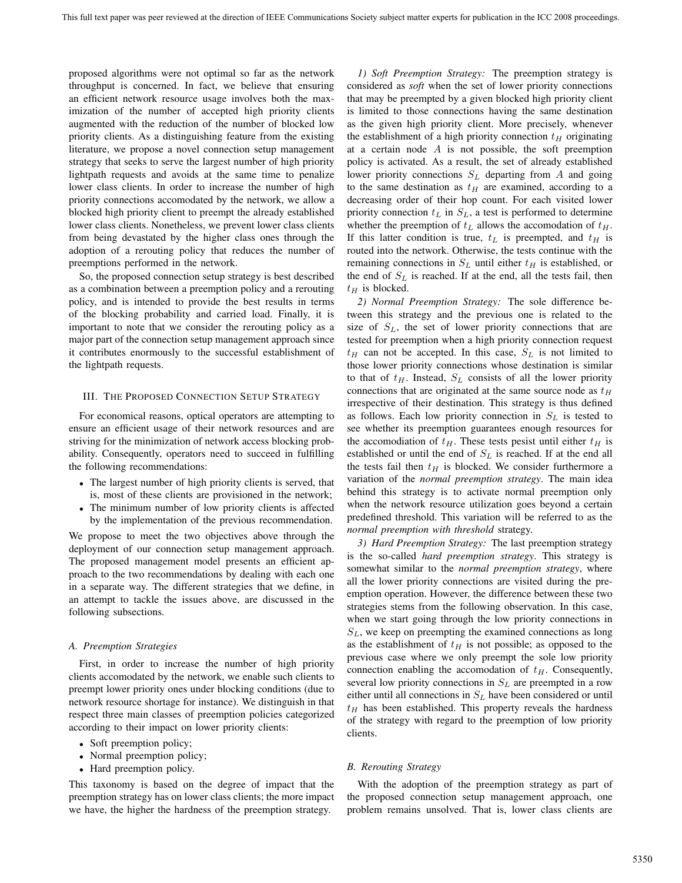proposed algorithms were not optimal so far as the network throughput is concerned. In fact, we believe that ensuring an efficient network resource usage involves both the maximization of the number of accepted high priority clients augmented with the reduction of the number of blocked low priority clients. As a distinguishing feature from the existing literature, we propose a novel connection setup management strategy that seeks to serve the largest number of high priority lightpath requests and avoids at the same time to penalize lower class clients. In order to increase the number of high priority connections accomodated by the network, we allow a blocked high priority client to preempt the already established lower class clients. Nonetheless, we prevent lower class clients from being devastated by the higher class ones through the adoption of a rerouting policy that reduces the number of preemptions performed in the network.

So, the proposed connection setup strategy is best described as a combination between a preemption policy and a rerouting policy, and is intended to provide the best results in terms of the blocking probability and carried load. Finally, it is important to note that we consider the rerouting policy as a major part of the connection setup management approach since it contributes enormously to the successful establishment of the lightpath requests.

## III. The Proposed Connection Setup Strategy

For economical reasons, optical operators are attempting to ensure an efficient usage of their network resources and are striving for the minimization of network access blocking probability. Consequently, operators need to succeed in fulfilling the following recommendations:

- The largest number of high priority clients is served, that is, most of these clients are provisioned in the network;
- The minimum number of low priority clients is affected by the implementation of the previous recommendation.

We propose to meet the two objectives above through the deployment of our connection setup management approach. The proposed management model presents an efficient approach to the two recommendations by dealing with each one in a separate way. The different strategies that we define, in an attempt to tackle the issues above, are discussed in the following subsections.

### A. Preemption Strategies

First, in order to increase the number of high priority clients accomodated by the network, we enable such clients to preempt lower priority ones under blocking conditions (due to network resource shortage for instance). We distinguish in that respect three main classes of preemption policies categorized according to their impact on lower priority clients:

- Soft preemption policy;
- Normal preemption policy;
- Hard preemption policy.

This taxonomy is based on the degree of impact that the preemption strategy has on lower class clients; the more impact we have, the higher the hardness of the preemption strategy.

*1) Soft Preemption Strategy:* The preemption strategy is considered as *soft* when the set of lower priority connections that may be preempted by a given blocked high priority client is limited to those connections having the same destination as the given high priority client. More precisely, whenever the establishment of a high priority connection $t_H$ originating at a certain node $A$ is not possible, the soft preemption policy is activated. As a result, the set of already established lower priority connections $S_L$ departing from $A$ and going to the same destination as $t_H$ are examined, according to a decreasing order of their hop count. For each visited lower priority connection $t_L$ in $S_L$, a test is performed to determine whether the preemption of $t_L$ allows the accomodation of $t_H$. If this latter condition is true, $t_L$ is preempted, and $t_H$ is routed into the network. Otherwise, the tests continue with the remaining connections in $S_L$ until either $t_H$ is established, or the end of $S_L$ is reached. If at the end, all the tests fail, then $t_H$ is blocked.

*2) Normal Preemption Strategy:* The sole difference between this strategy and the previous one is related to the size of $S_L$, the set of lower priority connections that are tested for preemption when a high priority connection request $t_H$ can not be accepted. In this case, $S_L$ is not limited to those lower priority connections whose destination is similar to that of $t_H$. Instead, $S_L$ consists of all the lower priority connections that are originated at the same source node as $t_H$ irrespective of their destination. This strategy is thus defined as follows. Each low priority connection in $S_L$ is tested to see whether its preemption guarantees enough resources for the accomodiation of $t_H$. These tests pesist until either $t_H$ is established or until the end of $S_L$ is reached. If at the end all the tests fail then $t_H$ is blocked. We consider furthermore a variation of the *normal preemption strategy*. The main idea behind this strategy is to activate normal preemption only when the network resource utilization goes beyond a certain predefined threshold. This variation will be referred to as the *normal preemption with threshold* strategy.

*3) Hard Preemption Strategy:* The last preemption strategy is the so-called *hard preemption strategy*. This strategy is somewhat similar to the *normal preemption strategy*, where all the lower priority connections are visited during the preemption operation. However, the difference between these two strategies stems from the following observation. In this case, when we start going through the low priority connections in $S_L$, we keep on preempting the examined connections as long as the establishment of $t_H$ is not possible; as opposed to the previous case where we only preempt the sole low priority connection enabling the accomodation of $t_H$. Consequently, several low priority connections in $S_L$ are preempted in a row either until all connections in $S_L$ have been considered or until $t_H$ has been established. This property reveals the hardness of the strategy with regard to the preemption of low priority clients.

### B. Rerouting Strategy

With the adoption of the preemption strategy as part of the proposed connection setup management approach, one problem remains unsolved. That is, lower class clients are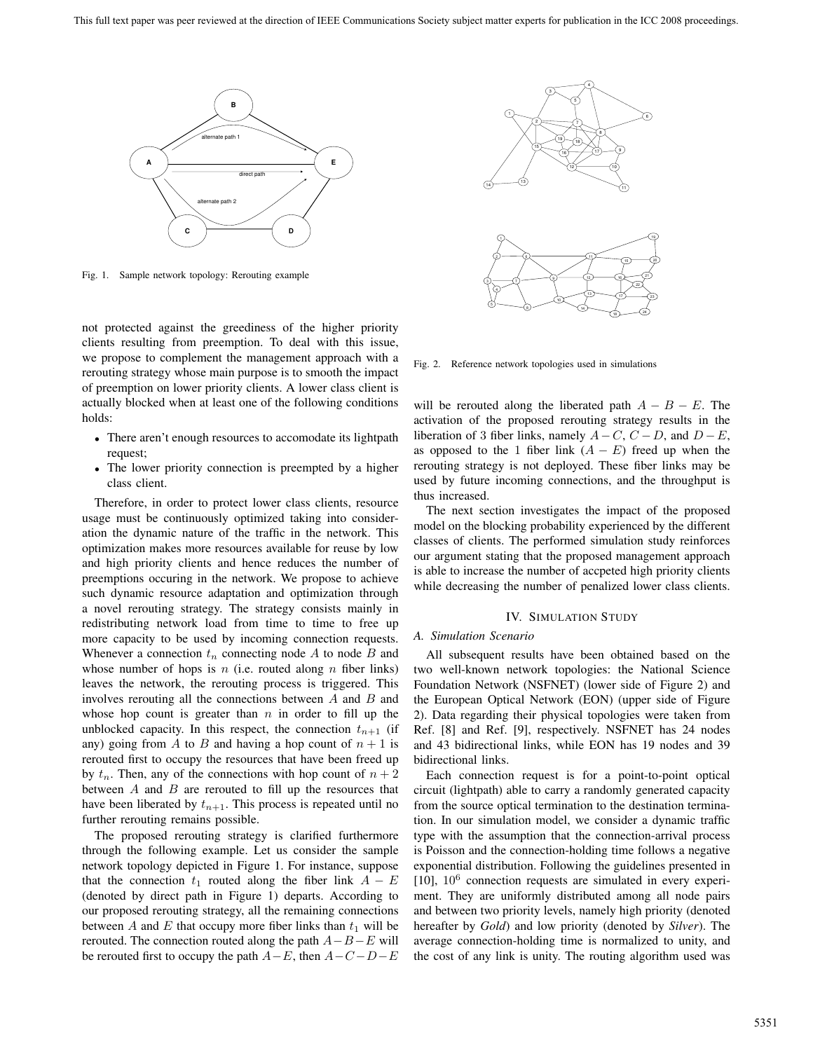Fig. 1. Sample network topology: Rerouting example

not protected against the greediness of the higher priority clients resulting from preemption. To deal with this issue, we propose to complement the management approach with a rerouting strategy whose main purpose is to smooth the impact of preemption on lower priority clients. A lower class client is actually blocked when at least one of the following conditions holds:

- There aren't enough resources to accomodate its lightpath request;
- The lower priority connection is preempted by a higher class client.

Therefore, in order to protect lower class clients, resource usage must be continuously optimized taking into consideration the dynamic nature of the traffic in the network. This optimization makes more resources available for reuse by low and high priority clients and hence reduces the number of preemptions occuring in the network. We propose to achieve such dynamic resource adaptation and optimization through a novel rerouting strategy. The strategy consists mainly in redistributing network load from time to time to free up more capacity to be used by incoming connection requests. Whenever a connection $t_n$ connecting node $A$ to node $B$ and whose number of hops is $n$ (i.e. routed along $n$ fiber links) leaves the network, the rerouting process is triggered. This involves rerouting all the connections between $A$ and $B$ and whose hop count is greater than $n$ in order to fill up the unblocked capacity. In this respect, the connection $t_{n+1}$ (if any) going from $A$ to $B$ and having a hop count of $n+1$ is rerouted first to occupy the resources that have been freed up by $t_n$. Then, any of the connections with hop count of $n+2$ between $A$ and $B$ are rerouted to fill up the resources that have been liberated by $t_{n+1}$. This process is repeated until no further rerouting remains possible.

The proposed rerouting strategy is clarified furthermore through the following example. Let us consider the sample network topology depicted in Figure 1. For instance, suppose that the connection $t_1$ routed along the fiber link $A-E$ (denoted by direct path in Figure 1) departs. According to our proposed rerouting strategy, all the remaining connections between $A$ and $E$ that occupy more fiber links than $t_1$ will be rerouted. The connection routed along the path $A-B-E$ will be rerouted first to occupy the path $A-E$, then $A-C-D-E$ will be rerouted along the liberated path $A-B-E$. The activation of the proposed rerouting strategy results in the liberation of 3 fiber links, namely $A-C$, $C-D$, and $D-E$, as opposed to the 1 fiber link ($A-E$) freed up when the rerouting strategy is not deployed. These fiber links may be used by future incoming connections, and the throughput is thus increased.

Fig. 2. Reference network topologies used in simulations

The next section investigates the impact of the proposed model on the blocking probability experienced by the different classes of clients. The performed simulation study reinforces our argument stating that the proposed management approach is able to increase the number of accpeted high priority clients while decreasing the number of penalized lower class clients.

## IV. Simulation Study

### A. Simulation Scenario

All subsequent results have been obtained based on the two well-known network topologies: the National Science Foundation Network (NSFNET) (lower side of Figure 2) and the European Optical Network (EON) (upper side of Figure 2). Data regarding their physical topologies were taken from Ref. [8] and Ref. [9], respectively. NSFNET has 24 nodes and 43 bidirectional links, while EON has 19 nodes and 39 bidirectional links.

Each connection request is for a point-to-point optical circuit (lightpath) able to carry a randomly generated capacity from the source optical termination to the destination termination. In our simulation model, we consider a dynamic traffic type with the assumption that the connection-arrival process is Poisson and the connection-holding time follows a negative exponential distribution. Following the guidelines presented in [10], $10^6$ connection requests are simulated in every experiment. They are uniformly distributed among all node pairs and between two priority levels, namely high priority (denoted hereafter by *Gold*) and low priority (denoted by *Silver*). The average connection-holding time is normalized to unity, and the cost of any link is unity. The routing algorithm used was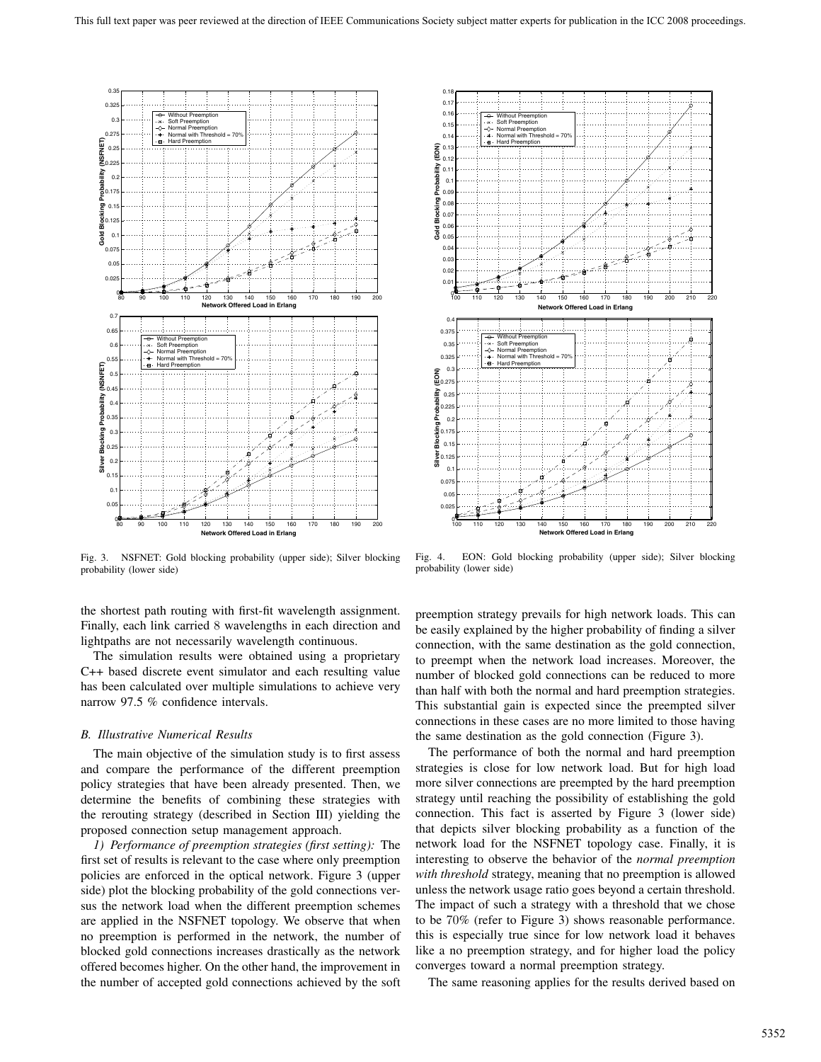Fig. 3. NSFNET: Gold blocking probability (upper side); Silver blocking probability (lower side)

Fig. 4. EON: Gold blocking probability (upper side); Silver blocking probability (lower side)

the shortest path routing with first-fit wavelength assignment. Finally, each link carried 8 wavelengths in each direction and lightpaths are not necessarily wavelength continuous.

The simulation results were obtained using a proprietary C++ based discrete event simulator and each resulting value has been calculated over multiple simulations to achieve very narrow 97.5 % confidence intervals.

### B. Illustrative Numerical Results

The main objective of the simulation study is to first assess and compare the performance of the different preemption policy strategies that have been already presented. Then, we determine the benefits of combining these strategies with the rerouting strategy (described in Section III) yielding the proposed connection setup management approach.

*1) Performance of preemption strategies (first setting):* The first set of results is relevant to the case where only preemption policies are enforced in the optical network. Figure 3 (upper side) plot the blocking probability of the gold connections versus the network load when the different preemption schemes are applied in the NSFNET topology. We observe that when no preemption is performed in the network, the number of blocked gold connections increases drastically as the network offered becomes higher. On the other hand, the improvement in the number of accepted gold connections achieved by the soft preemption strategy prevails for high network loads. This can be easily explained by the higher probability of finding a silver connection, with the same destination as the gold connection, to preempt when the network load increases. Moreover, the number of blocked gold connections can be reduced to more than half with both the normal and hard preemption strategies. This substantial gain is expected since the preempted silver connections in these cases are no more limited to those having the same destination as the gold connection (Figure 3).

The performance of both the normal and hard preemption strategies is close for low network load. But for high load more silver connections are preempted by the hard preemption strategy until reaching the possibility of establishing the gold connection. This fact is asserted by Figure 3 (lower side) that depicts silver blocking probability as a function of the network load for the NSFNET topology case. Finally, it is interesting to observe the behavior of the *normal preemption with threshold* strategy, meaning that no preemption is allowed unless the network usage ratio goes beyond a certain threshold. The impact of such a strategy with a threshold that we chose to be 70% (refer to Figure 3) shows reasonable performance. this is especially true since for low network load it behaves like a no preemption strategy, and for higher load the policy converges toward a normal preemption strategy.

The same reasoning applies for the results derived based on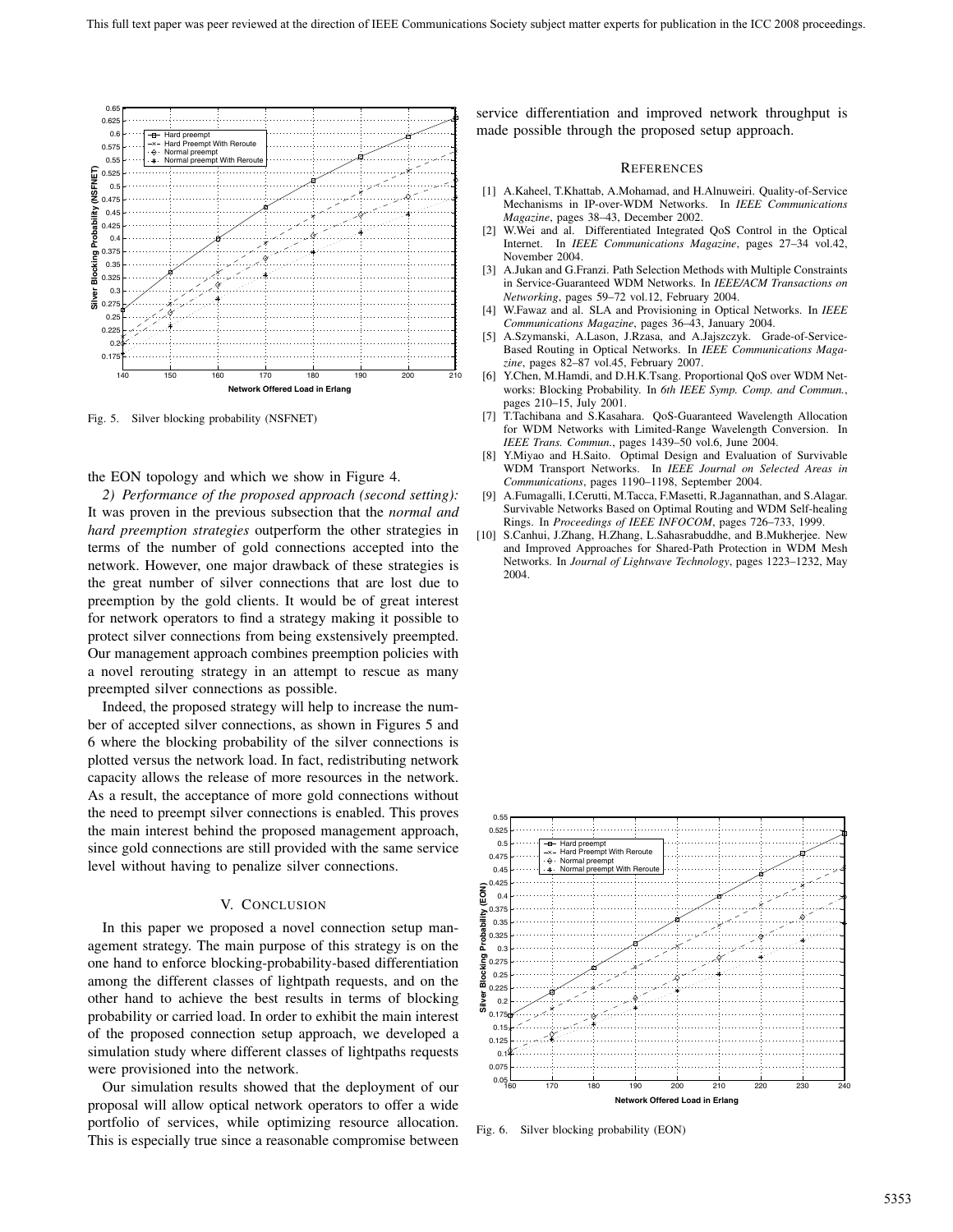0.65
0.625
0.6
0.575
0.55
0.525
0.5
0.475
0.45
0.425
0.4
0.375
0.35
0.325
0.3
0.275
0.25
0.225
0.2
0.175

Silver Blocking Probability (NSFNET)

Hard preempt
Hard Preempt With Reroute
Normal preempt
Normal preempt With Reroute

140 150 160 170 180 190 200 210

Network Offered Load in Erlang

Fig. 5. Silver blocking probability (NSFNET)

the EON topology and which we show in Figure 4.

*2) Performance of the proposed approach (second setting):* It was proven in the previous subsection that the *normal and hard preemption strategies* outperform the other strategies in terms of the number of gold connections accepted into the network. However, one major drawback of these strategies is the great number of silver connections that are lost due to preemption by the gold clients. It would be of great interest for network operators to find a strategy making it possible to protect silver connections from being exstensively preempted. Our management approach combines preemption policies with a novel rerouting strategy in an attempt to rescue as many preempted silver connections as possible.

Indeed, the proposed strategy will help to increase the number of accepted silver connections, as shown in Figures 5 and 6 where the blocking probability of the silver connections is plotted versus the network load. In fact, redistributing network capacity allows the release of more resources in the network. As a result, the acceptance of more gold connections without the need to preempt silver connections is enabled. This proves the main interest behind the proposed management approach, since gold connections are still provided with the same service level without having to penalize silver connections.

## V. Conclusion

In this paper we proposed a novel connection setup management strategy. The main purpose of this strategy is on the one hand to enforce blocking-probability-based differentiation among the different classes of lightpath requests, and on the other hand to achieve the best results in terms of blocking probability or carried load. In order to exhibit the main interest of the proposed connection setup approach, we developed a simulation study where different classes of lightpaths requests were provisioned into the network.

Our simulation results showed that the deployment of our proposal will allow optical network operators to offer a wide portfolio of services, while optimizing resource allocation. This is especially true since a reasonable compromise between service differentiation and improved network throughput is made possible through the proposed setup approach.

## References

[1] A.Kaheel, T.Khattab, A.Mohamad, and H.Alnuweiri. Quality-of-Service Mechanisms in IP-over-WDM Networks. In *IEEE Communications Magazine*, pages 38–43, December 2002.

[2] W.Wei and al. Differentiated Integrated QoS Control in the Optical Internet. In *IEEE Communications Magazine*, pages 27–34 vol.42, November 2004.

[3] A.Jukan and G.Franzi. Path Selection Methods with Multiple Constraints in Service-Guaranteed WDM Networks. In *IEEE/ACM Transactions on Networking*, pages 59–72 vol.12, February 2004.

[4] W.Fawaz and al. SLA and Provisioning in Optical Networks. In *IEEE Communications Magazine*, pages 36–43, January 2004.

[5] A.Szymanski, A.Lason, J.Rzasa, and A.Jajszczyk. Grade-of-Service-Based Routing in Optical Networks. In *IEEE Communications Magazine*, pages 82–87 vol.45, February 2007.

[6] Y.Chen, M.Hamdi, and D.H.K.Tsang. Proportional QoS over WDM Networks: Blocking Probability. In *6th IEEE Symp. Comp. and Commun.*, pages 210–15, July 2001.

[7] T.Tachibana and S.Kasahara. QoS-Guaranteed Wavelength Allocation for WDM Networks with Limited-Range Wavelength Conversion. In *IEEE Trans. Commun.*, pages 1439–50 vol.6, June 2004.

[8] Y.Miyao and H.Saito. Optimal Design and Evaluation of Survivable WDM Transport Networks. In *IEEE Journal on Selected Areas in Communications*, pages 1190–1198, September 2004.

[9] A.Fumagalli, I.Cerutti, M.Tacca, F.Masetti, R.Jagannathan, and S.Alagar. Survivable Networks Based on Optimal Routing and WDM Self-healing Rings. In *Proceedings of IEEE INFOCOM*, pages 726–733, 1999.

[10] S.Canhui, J.Zhang, H.Zhang, L.Sahasrabuddhe, and B.Mukherjee. New and Improved Approaches for Shared-Path Protection in WDM Mesh Networks. In *Journal of Lightwave Technology*, pages 1223–1232, May 2004.

0.55
0.525
0.5
0.475
0.45
0.425
0.4
0.375
0.35
0.325
0.3
0.275
0.25
0.225
0.2
0.175
0.15
0.125
0.1
0.075
0.05

Silver Blocking Probability (EON)

Hard preempt
Hard Preempt With Reroute
Normal preempt
Normal preempt With Reroute

160 170 180 190 200 210 220 230 240

Network Offered Load in Erlang

Fig. 6. Silver blocking probability (EON)